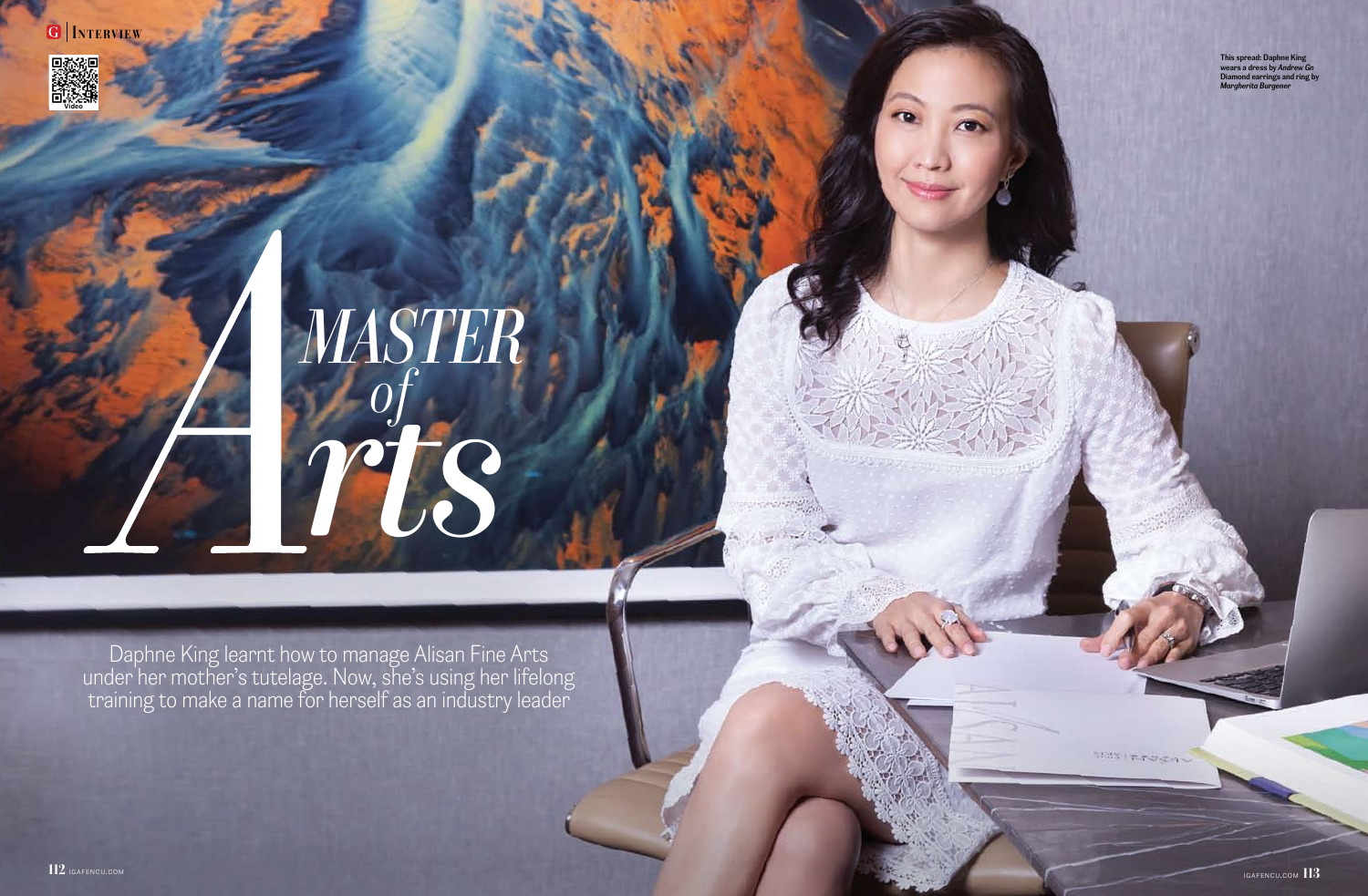# A MASTER of Arts

Daphne King learnt how to manage Alisan Fine Arts under her mother's tutelage. Now, she's using her lifelong training to make a name for herself as an industry leader

This spread: Daphne King wears a dress by *Andrew Gn* Diamond earrings and ring by *Margherita Burgener*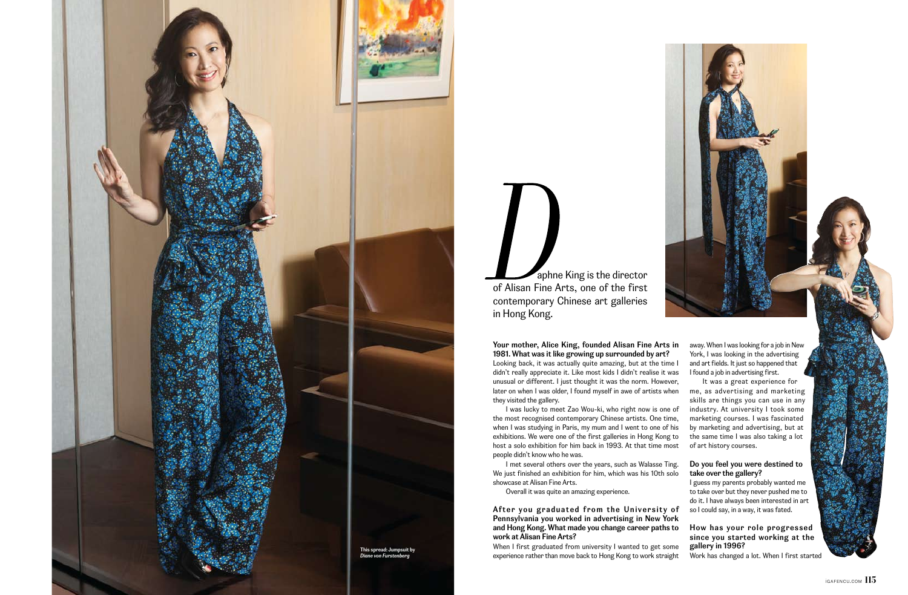Daphne King is the director of Alisan Fine Arts, one of the first contemporary Chinese art galleries in Hong Kong.

**Your mother, Alice King, founded Alisan Fine Arts in 1981. What was it like growing up surrounded by art?**

Looking back, it was actually quite amazing, but at the time I didn't really appreciate it. Like most kids I didn't realise it was unusual or different. I just thought it was the norm. However, later on when I was older, I found myself in awe of artists when they visited the gallery.

I was lucky to meet Zao Wou-ki, who right now is one of the most recognised contemporary Chinese artists. One time, when I was studying in Paris, my mum and I went to one of his exhibitions. We were one of the first galleries in Hong Kong to host a solo exhibition for him back in 1993. At that time most people didn't know who he was.

I met several others over the years, such as Walasse Ting. We just finished an exhibition for him, which was his 10th solo showcase at Alisan Fine Arts.

Overall it was quite an amazing experience.

**After you graduated from the University of Pennsylvania you worked in advertising in New York and Hong Kong. What made you change career paths to work at Alisan Fine Arts?**

When I first graduated from university I wanted to get some experience rather than move back to Hong Kong to work straight away. When I was looking for a job in New York, I was looking in the advertising and art fields. It just so happened that I found a job in advertising first.

It was a great experience for me, as advertising and marketing skills are things you can use in any industry. At university I took some marketing courses. I was fascinated by marketing and advertising, but at the same time I was also taking a lot of art history courses.

**Do you feel you were destined to take over the gallery?**

I guess my parents probably wanted me to take over but they never pushed me to do it. I have always been interested in art so I could say, in a way, it was fated.

**How has your role progressed since you started working at the gallery in 1996?**

Work has changed a lot. When I first started

This spread: Jumpsuit by *Diane von Furstenberg*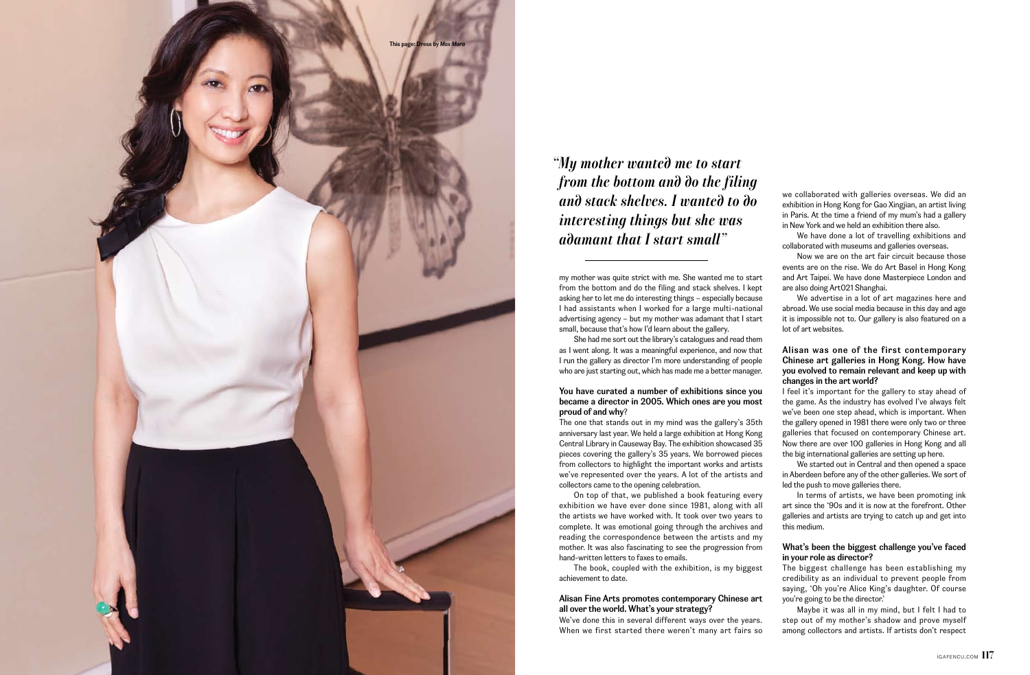This page: Dress by *Max Mara*

*"My mother wanted me to start from the bottom and do the filing and stack shelves. I wanted to do interesting things but she was adamant that I start small"*

my mother was quite strict with me. She wanted me to start from the bottom and do the filing and stack shelves. I kept asking her to let me do interesting things – especially because I had assistants when I worked for a large multi-national advertising agency – but my mother was adamant that I start small, because that's how I'd learn about the gallery.

She had me sort out the library's catalogues and read them as I went along. It was a meaningful experience, and now that I run the gallery as director I'm more understanding of people who are just starting out, which has made me a better manager.

**You have curated a number of exhibitions since you became a director in 2005. Which ones are you most proud of and why?**

The one that stands out in my mind was the gallery's 35th anniversary last year. We held a large exhibition at Hong Kong Central Library in Causeway Bay. The exhibition showcased 35 pieces covering the gallery's 35 years. We borrowed pieces from collectors to highlight the important works and artists we've represented over the years. A lot of the artists and collectors came to the opening celebration.

On top of that, we published a book featuring every exhibition we have ever done since 1981, along with all the artists we have worked with. It took over two years to complete. It was emotional going through the archives and reading the correspondence between the artists and my mother. It was also fascinating to see the progression from hand-written letters to faxes to emails.

The book, coupled with the exhibition, is my biggest achievement to date.

**Alisan Fine Arts promotes contemporary Chinese art all over the world. What's your strategy?**

We've done this in several different ways over the years. When we first started there weren't many art fairs so we collaborated with galleries overseas. We did an exhibition in Hong Kong for Gao Xingjian, an artist living in Paris. At the time a friend of my mum's had a gallery in New York and we held an exhibition there also.

We have done a lot of travelling exhibitions and collaborated with museums and galleries overseas.

Now we are on the art fair circuit because those events are on the rise. We do Art Basel in Hong Kong and Art Taipei. We have done Masterpiece London and are also doing Art021 Shanghai.

We advertise in a lot of art magazines here and abroad. We use social media because in this day and age it is impossible not to. Our gallery is also featured on a lot of art websites.

**Alisan was one of the first contemporary Chinese art galleries in Hong Kong. How have you evolved to remain relevant and keep up with changes in the art world?**

I feel it's important for the gallery to stay ahead of the game. As the industry has evolved I've always felt we've been one step ahead, which is important. When the gallery opened in 1981 there were only two or three galleries that focused on contemporary Chinese art. Now there are over 100 galleries in Hong Kong and all the big international galleries are setting up here.

We started out in Central and then opened a space in Aberdeen before any of the other galleries. We sort of led the push to move galleries there.

In terms of artists, we have been promoting ink art since the '90s and it is now at the forefront. Other galleries and artists are trying to catch up and get into this medium.

**What's been the biggest challenge you've faced in your role as director?**

The biggest challenge has been establishing my credibility as an individual to prevent people from saying, 'Oh you're Alice King's daughter. Of course you're going to be the director.'

Maybe it was all in my mind, but I felt I had to step out of my mother's shadow and prove myself among collectors and artists. If artists don't respect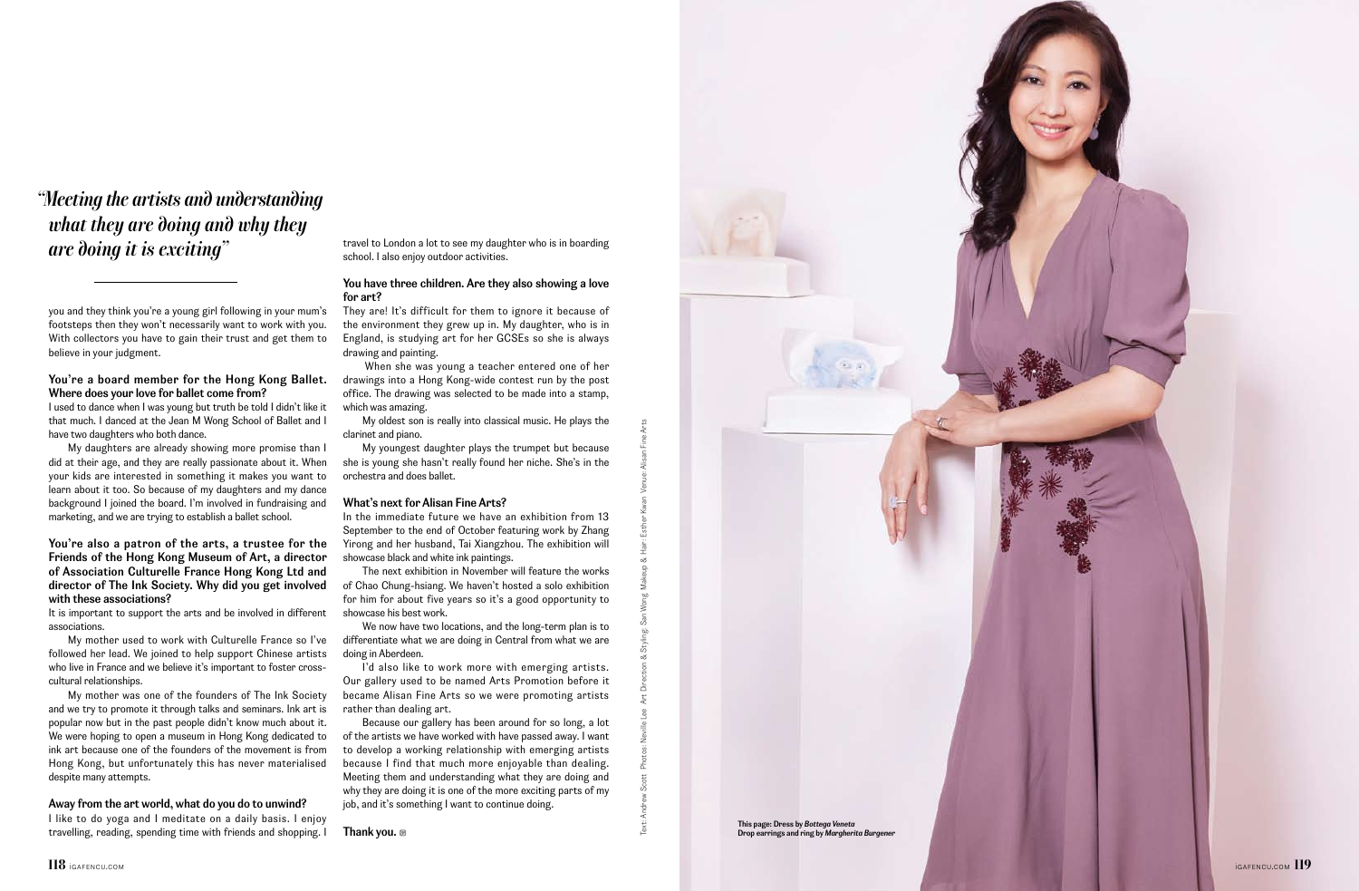*"Meeting the artists and understanding what they are doing and why they are doing it is exciting"*

you and they think you're a young girl following in your mum's footsteps then they won't necessarily want to work with you. With collectors you have to gain their trust and get them to believe in your judgment.

**You're a board member for the Hong Kong Ballet. Where does your love for ballet come from?**

I used to dance when I was young but truth be told I didn't like it that much. I danced at the Jean M Wong School of Ballet and I have two daughters who both dance.

My daughters are already showing more promise than I did at their age, and they are really passionate about it. When your kids are interested in something it makes you want to learn about it too. So because of my daughters and my dance background I joined the board. I'm involved in fundraising and marketing, and we are trying to establish a ballet school.

**You're also a patron of the arts, a trustee for the Friends of the Hong Kong Museum of Art, a director of Association Culturelle France Hong Kong Ltd and director of The Ink Society. Why did you get involved with these associations?**

It is important to support the arts and be involved in different associations.

My mother used to work with Culturelle France so I've followed her lead. We joined to help support Chinese artists who live in France and we believe it's important to foster cross-cultural relationships.

My mother was one of the founders of The Ink Society and we try to promote it through talks and seminars. Ink art is popular now but in the past people didn't know much about it. We were hoping to open a museum in Hong Kong dedicated to ink art because one of the founders of the movement is from Hong Kong, but unfortunately this has never materialised despite many attempts.

**Away from the art world, what do you do to unwind?**

I like to do yoga and I meditate on a daily basis. I enjoy travelling, reading, spending time with friends and shopping. I travel to London a lot to see my daughter who is in boarding school. I also enjoy outdoor activities.

**You have three children. Are they also showing a love for art?**

They are! It's difficult for them to ignore it because of the environment they grew up in. My daughter, who is in England, is studying art for her GCSEs so she is always drawing and painting.

When she was young a teacher entered one of her drawings into a Hong Kong-wide contest run by the post office. The drawing was selected to be made into a stamp, which was amazing.

My oldest son is really into classical music. He plays the clarinet and piano.

My youngest daughter plays the trumpet but because she is young she hasn't really found her niche. She's in the orchestra and does ballet.

**What's next for Alisan Fine Arts?**

In the immediate future we have an exhibition from 13 September to the end of October featuring work by Zhang Yirong and her husband, Tai Xiangzhou. The exhibition will showcase black and white ink paintings.

The next exhibition in November will feature the works of Chao Chung-hsiang. We haven't hosted a solo exhibition for him for about five years so it's a good opportunity to showcase his best work.

We now have two locations, and the long-term plan is to differentiate what we are doing in Central from what we are doing in Aberdeen.

I'd also like to work more with emerging artists. Our gallery used to be named Arts Promotion before it became Alisan Fine Arts so we were promoting artists rather than dealing art.

Because our gallery has been around for so long, a lot of the artists we have worked with have passed away. I want to develop a working relationship with emerging artists because I find that much more enjoyable than dealing. Meeting them and understanding what they are doing and why they are doing it is one of the more exciting parts of my job, and it's something I want to continue doing.

**Thank you.**

Text: Andrew Scott Photos: Neville Lee Art Direction & Styling: San Wong Makeup & Hair: Esther Kwan Venue: Alisan Fine Arts

**This page: Dress by *Bottega Veneta***
**Drop earrings and ring by *Margherita Burgener***